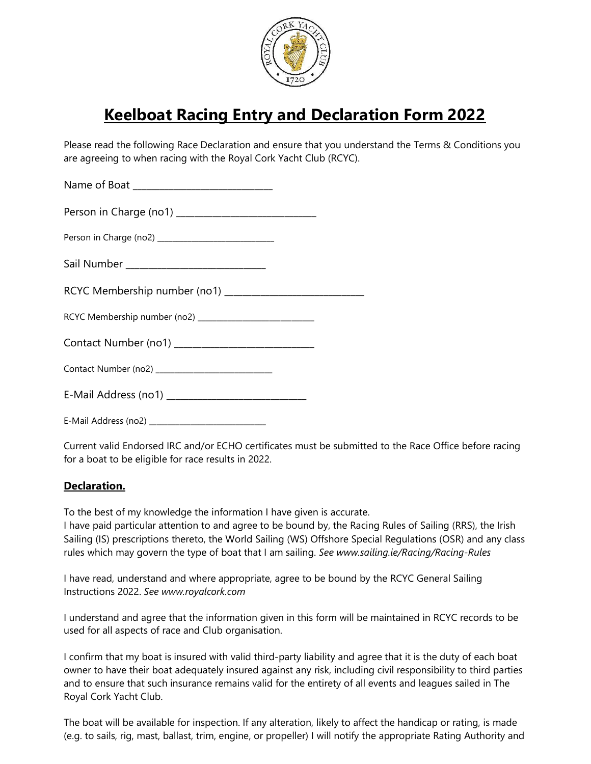# Keelboat Racing Entry and Declaration Form 2022

Please read the following Race Declaration and ensure that you understand the Terms & Conditions you are agreeing to when racing with the Royal Cork Yacht Club (RCYC).

Name of Boat ____________________________

Person in Charge (no1) ____________________________

Person in Charge (no2) ____________________________

Sail Number ____________________________

RCYC Membership number (no1) ____________________________

RCYC Membership number (no2) ____________________________

Contact Number (no1) ____________________________

Contact Number (no2) ____________________________

E-Mail Address (no1) ____________________________

E-Mail Address (no2) ____________________________

Current valid Endorsed IRC and/or ECHO certificates must be submitted to the Race Office before racing for a boat to be eligible for race results in 2022.

**Declaration.**

To the best of my knowledge the information I have given is accurate.
I have paid particular attention to and agree to be bound by, the Racing Rules of Sailing (RRS), the Irish Sailing (IS) prescriptions thereto, the World Sailing (WS) Offshore Special Regulations (OSR) and any class rules which may govern the type of boat that I am sailing. *See www.sailing.ie/Racing/Racing-Rules*

I have read, understand and where appropriate, agree to be bound by the RCYC General Sailing Instructions 2022. *See www.royalcork.com*

I understand and agree that the information given in this form will be maintained in RCYC records to be used for all aspects of race and Club organisation.

I confirm that my boat is insured with valid third-party liability and agree that it is the duty of each boat owner to have their boat adequately insured against any risk, including civil responsibility to third parties and to ensure that such insurance remains valid for the entirety of all events and leagues sailed in The Royal Cork Yacht Club.

The boat will be available for inspection. If any alteration, likely to affect the handicap or rating, is made (e.g. to sails, rig, mast, ballast, trim, engine, or propeller) I will notify the appropriate Rating Authority and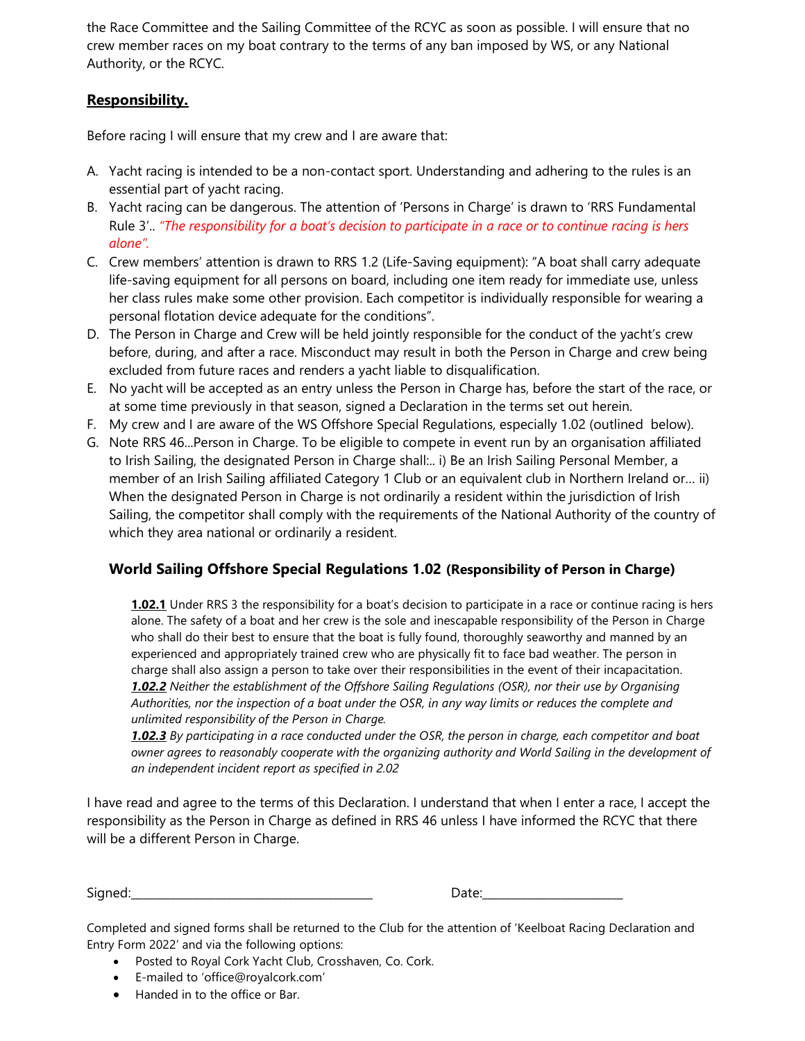the Race Committee and the Sailing Committee of the RCYC as soon as possible. I will ensure that no crew member races on my boat contrary to the terms of any ban imposed by WS, or any National Authority, or the RCYC.

## **Responsibility.**

Before racing I will ensure that my crew and I are aware that:

A. Yacht racing is intended to be a non-contact sport. Understanding and adhering to the rules is an essential part of yacht racing.
B. Yacht racing can be dangerous. The attention of 'Persons in Charge' is drawn to 'RRS Fundamental Rule 3'.. *"The responsibility for a boat's decision to participate in a race or to continue racing is hers alone".*
C. Crew members' attention is drawn to RRS 1.2 (Life-Saving equipment): "A boat shall carry adequate life-saving equipment for all persons on board, including one item ready for immediate use, unless her class rules make some other provision. Each competitor is individually responsible for wearing a personal flotation device adequate for the conditions".
D. The Person in Charge and Crew will be held jointly responsible for the conduct of the yacht's crew before, during, and after a race. Misconduct may result in both the Person in Charge and crew being excluded from future races and renders a yacht liable to disqualification.
E. No yacht will be accepted as an entry unless the Person in Charge has, before the start of the race, or at some time previously in that season, signed a Declaration in the terms set out herein.
F. My crew and I are aware of the WS Offshore Special Regulations, especially 1.02 (outlined below).
G. Note RRS 46...Person in Charge. To be eligible to compete in event run by an organisation affiliated to Irish Sailing, the designated Person in Charge shall:.. i) Be an Irish Sailing Personal Member, a member of an Irish Sailing affiliated Category 1 Club or an equivalent club in Northern Ireland or… ii) When the designated Person in Charge is not ordinarily a resident within the jurisdiction of Irish Sailing, the competitor shall comply with the requirements of the National Authority of the country of which they area national or ordinarily a resident.

### World Sailing Offshore Special Regulations 1.02 (Responsibility of Person in Charge)

**1.02.1** Under RRS 3 the responsibility for a boat's decision to participate in a race or continue racing is hers alone. The safety of a boat and her crew is the sole and inescapable responsibility of the Person in Charge who shall do their best to ensure that the boat is fully found, thoroughly seaworthy and manned by an experienced and appropriately trained crew who are physically fit to face bad weather. The person in charge shall also assign a person to take over their responsibilities in the event of their incapacitation.
***1.02.2*** *Neither the establishment of the Offshore Sailing Regulations (OSR), nor their use by Organising Authorities, nor the inspection of a boat under the OSR, in any way limits or reduces the complete and unlimited responsibility of the Person in Charge.*
***1.02.3*** *By participating in a race conducted under the OSR, the person in charge, each competitor and boat owner agrees to reasonably cooperate with the organizing authority and World Sailing in the development of an independent incident report as specified in 2.02*

I have read and agree to the terms of this Declaration. I understand that when I enter a race, I accept the responsibility as the Person in Charge as defined in RRS 46 unless I have informed the RCYC that there will be a different Person in Charge.

Signed:\_\_\_\_\_\_\_\_\_\_\_\_\_\_\_\_\_\_\_\_\_\_\_\_\_\_\_\_\_\_\_\_\_\_\_\_\_\_ Date:\_\_\_\_\_\_\_\_\_\_\_\_\_\_\_\_\_\_\_\_\_\_\_

Completed and signed forms shall be returned to the Club for the attention of 'Keelboat Racing Declaration and Entry Form 2022' and via the following options:

- Posted to Royal Cork Yacht Club, Crosshaven, Co. Cork.
- E-mailed to 'office@royalcork.com'
- Handed in to the office or Bar.